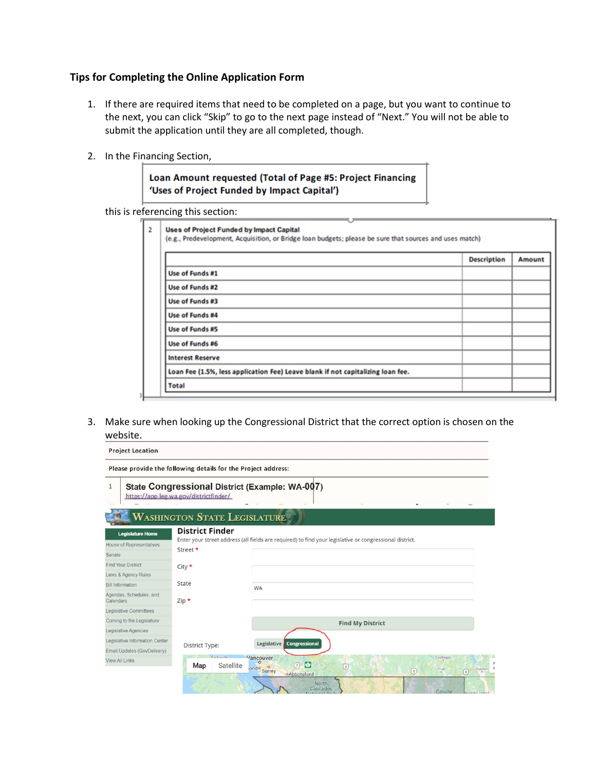## Tips for Completing the Online Application Form

1. If there are required items that need to be completed on a page, but you want to continue to the next, you can click "Skip" to go to the next page instead of "Next." You will not be able to submit the application until they are all completed, though.

2. In the Financing Section,

   **Loan Amount requested (Total of Page #5: Project Financing 'Uses of Project Funded by Impact Capital')**

   this is referencing this section:

   2 **Uses of Project Funded by Impact Capital**
   (e.g., Predevelopment, Acquisition, or Bridge loan budgets; please be sure that sources and uses match)

   | | Description | Amount |
   |---|---|---|
   | Use of Funds #1 | | |
   | Use of Funds #2 | | |
   | Use of Funds #3 | | |
   | Use of Funds #4 | | |
   | Use of Funds #5 | | |
   | Use of Funds #6 | | |
   | Interest Reserve | | |
   | Loan Fee (1.5%, less application Fee) Leave blank if not capitalizing loan fee. | | |
   | Total | | |

3. Make sure when looking up the Congressional District that the correct option is chosen on the website.

   **Project Location**

   Please provide the following details for the Project address:

   1 State Congressional District (Example: WA-007)
   https://app.leg.wa.gov/districtfinder/

   WASHINGTON STATE LEGISLATURE

   **District Finder**
   Enter your street address (all fields are required) to find your legislative or congressional district.

   Street *
   City *
   State WA
   Zip *

   Find My District

   District Type: Legislative | Congressional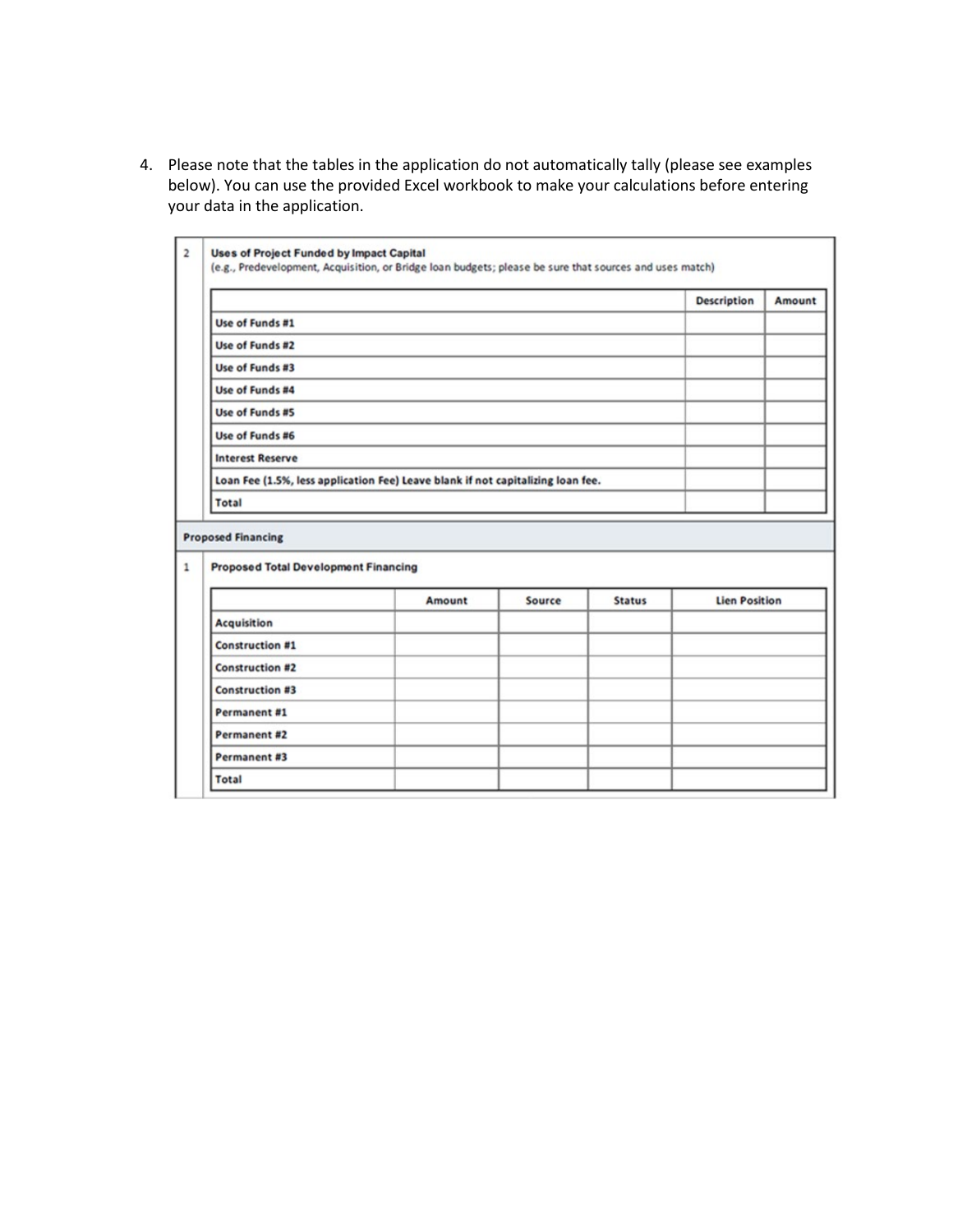4. Please note that the tables in the application do not automatically tally (please see examples below). You can use the provided Excel workbook to make your calculations before entering your data in the application.

**2 Uses of Project Funded by Impact Capital**
(e.g., Predevelopment, Acquisition, or Bridge loan budgets; please be sure that sources and uses match)

| | Description | Amount |
|---|---|---|
| Use of Funds #1 | | |
| Use of Funds #2 | | |
| Use of Funds #3 | | |
| Use of Funds #4 | | |
| Use of Funds #5 | | |
| Use of Funds #6 | | |
| Interest Reserve | | |
| Loan Fee (1.5%, less application Fee) Leave blank if not capitalizing loan fee. | | |
| Total | | |

**Proposed Financing**

**1 Proposed Total Development Financing**

| | Amount | Source | Status | Lien Position |
|---|---|---|---|---|
| Acquisition | | | | |
| Construction #1 | | | | |
| Construction #2 | | | | |
| Construction #3 | | | | |
| Permanent #1 | | | | |
| Permanent #2 | | | | |
| Permanent #3 | | | | |
| Total | | | | |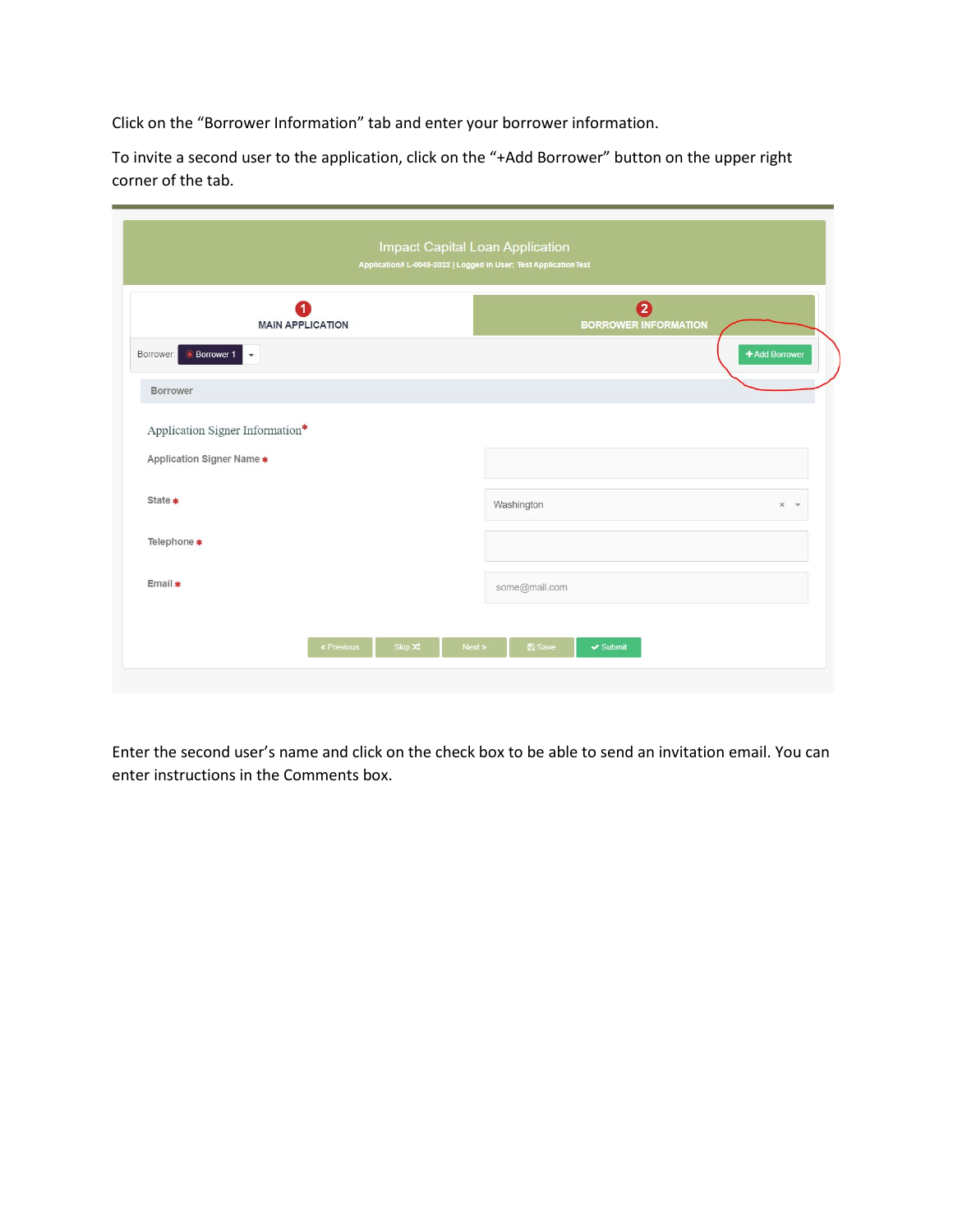Click on the "Borrower Information" tab and enter your borrower information.

To invite a second user to the application, click on the "+Add Borrower" button on the upper right corner of the tab.

Enter the second user's name and click on the check box to be able to send an invitation email. You can enter instructions in the Comments box.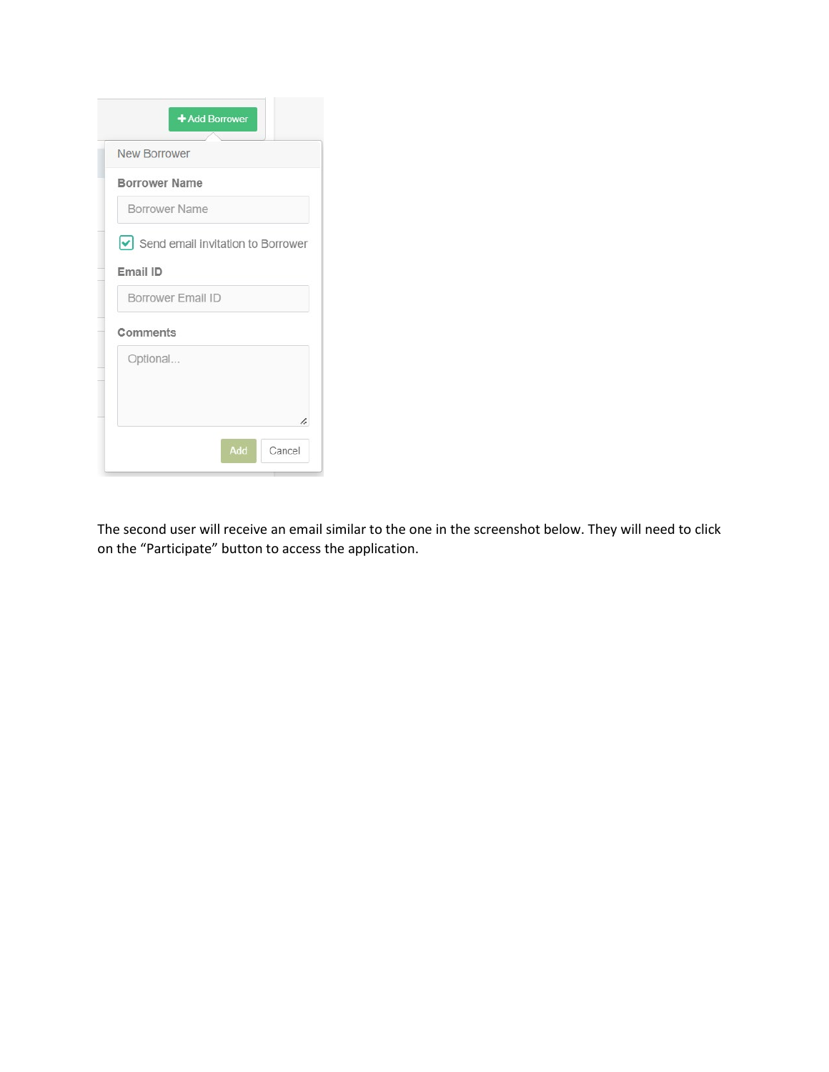The second user will receive an email similar to the one in the screenshot below. They will need to click on the “Participate” button to access the application.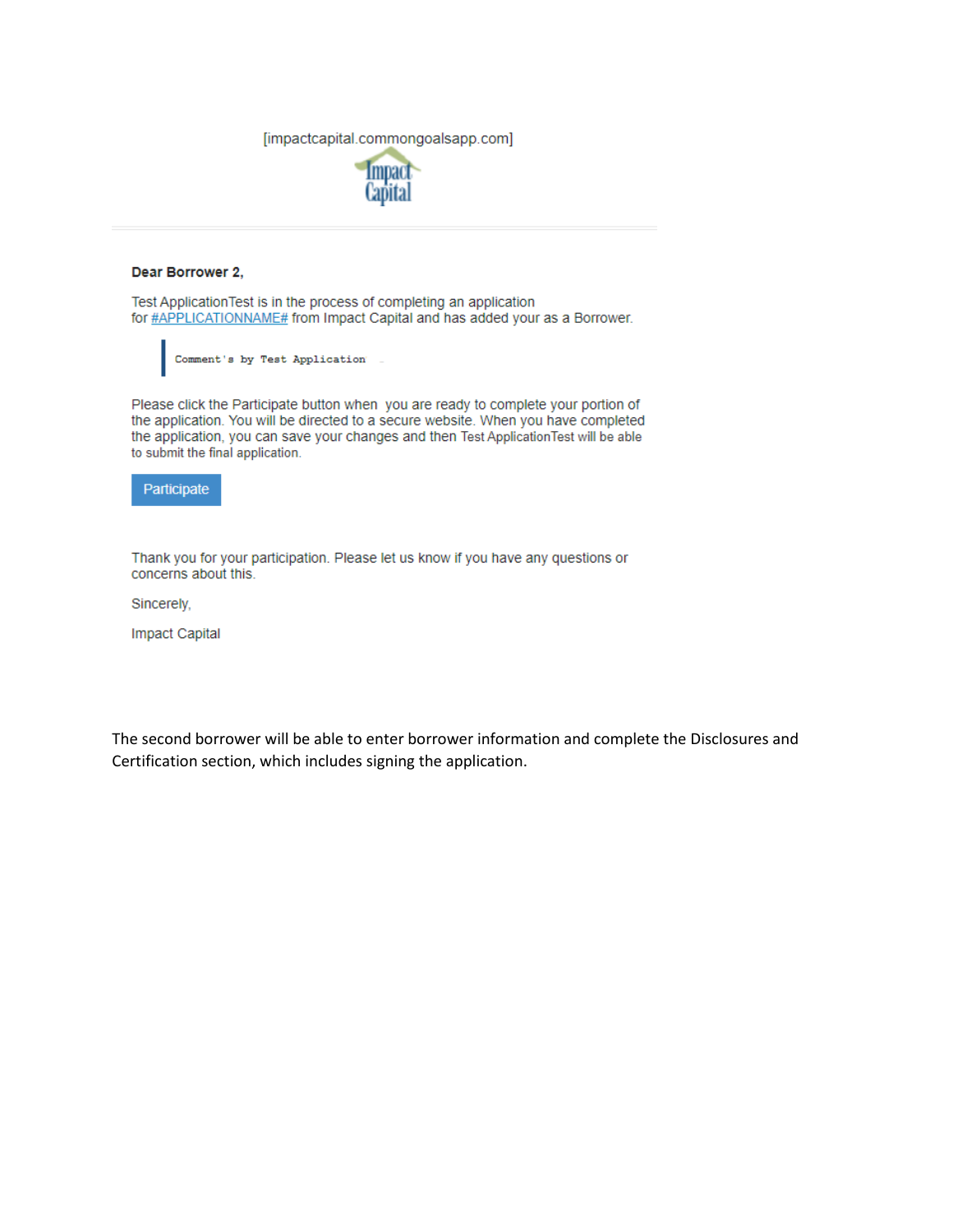[impactcapital.commongoalsapp.com]

Impact Capital

**Dear Borrower 2,**

Test ApplicationTest is in the process of completing an application for #APPLICATIONNAME# from Impact Capital and has added your as a Borrower.

> Comment's by Test Application

Please click the Participate button when you are ready to complete your portion of the application. You will be directed to a secure website. When you have completed the application, you can save your changes and then Test ApplicationTest will be able to submit the final application.

Participate

Thank you for your participation. Please let us know if you have any questions or concerns about this.

Sincerely,

Impact Capital

The second borrower will be able to enter borrower information and complete the Disclosures and Certification section, which includes signing the application.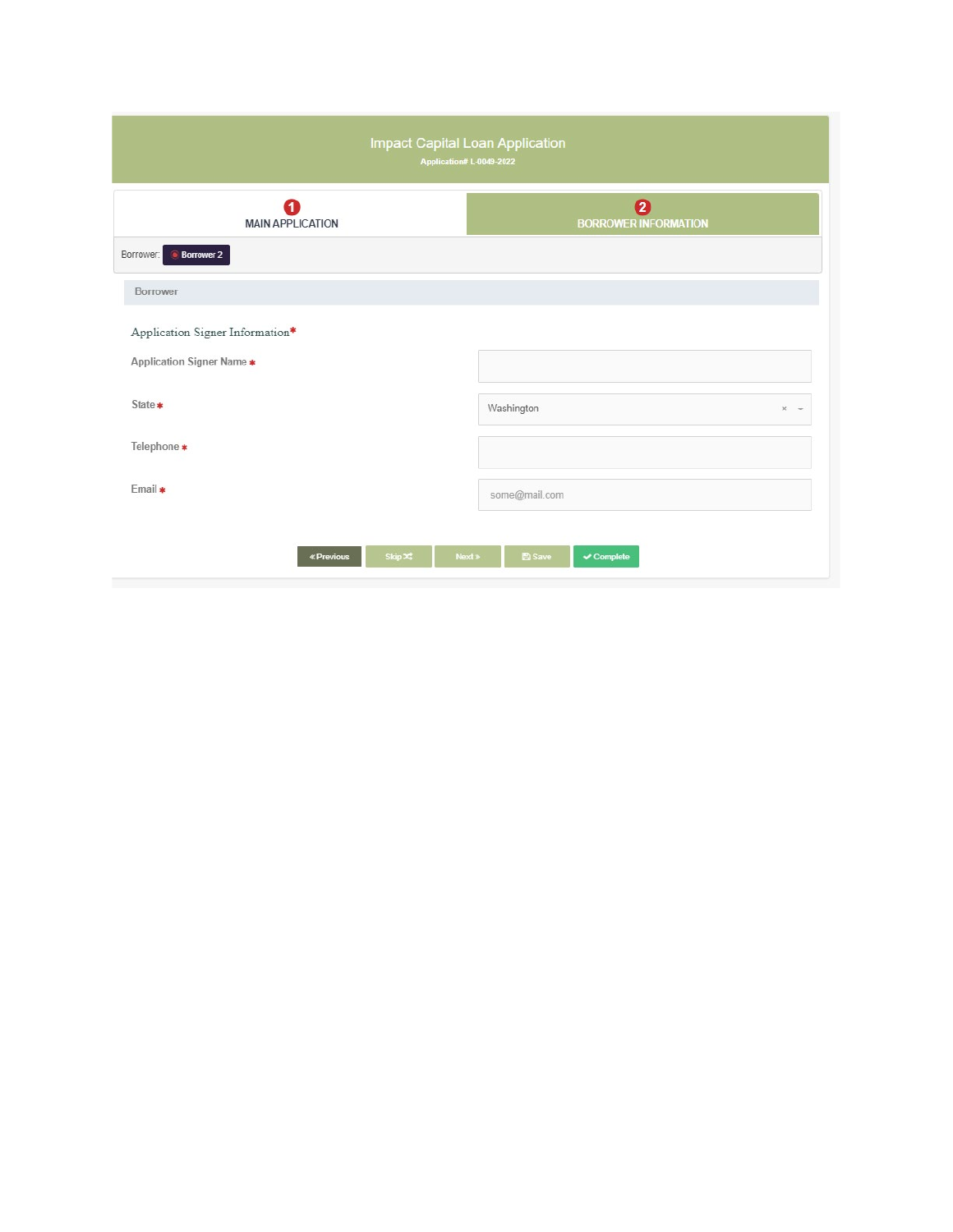# Impact Capital Loan Application

**Application# L-0049-2022**

1 MAIN APPLICATION

2 BORROWER INFORMATION

Borrower: Borrower 2

## Borrower

### Application Signer Information*

| Field | Value |
| --- | --- |
| Application Signer Name * | |
| State * | Washington |
| Telephone * | |
| Email * | some@mail.com |

« Previous | Skip | Next » | Save | Complete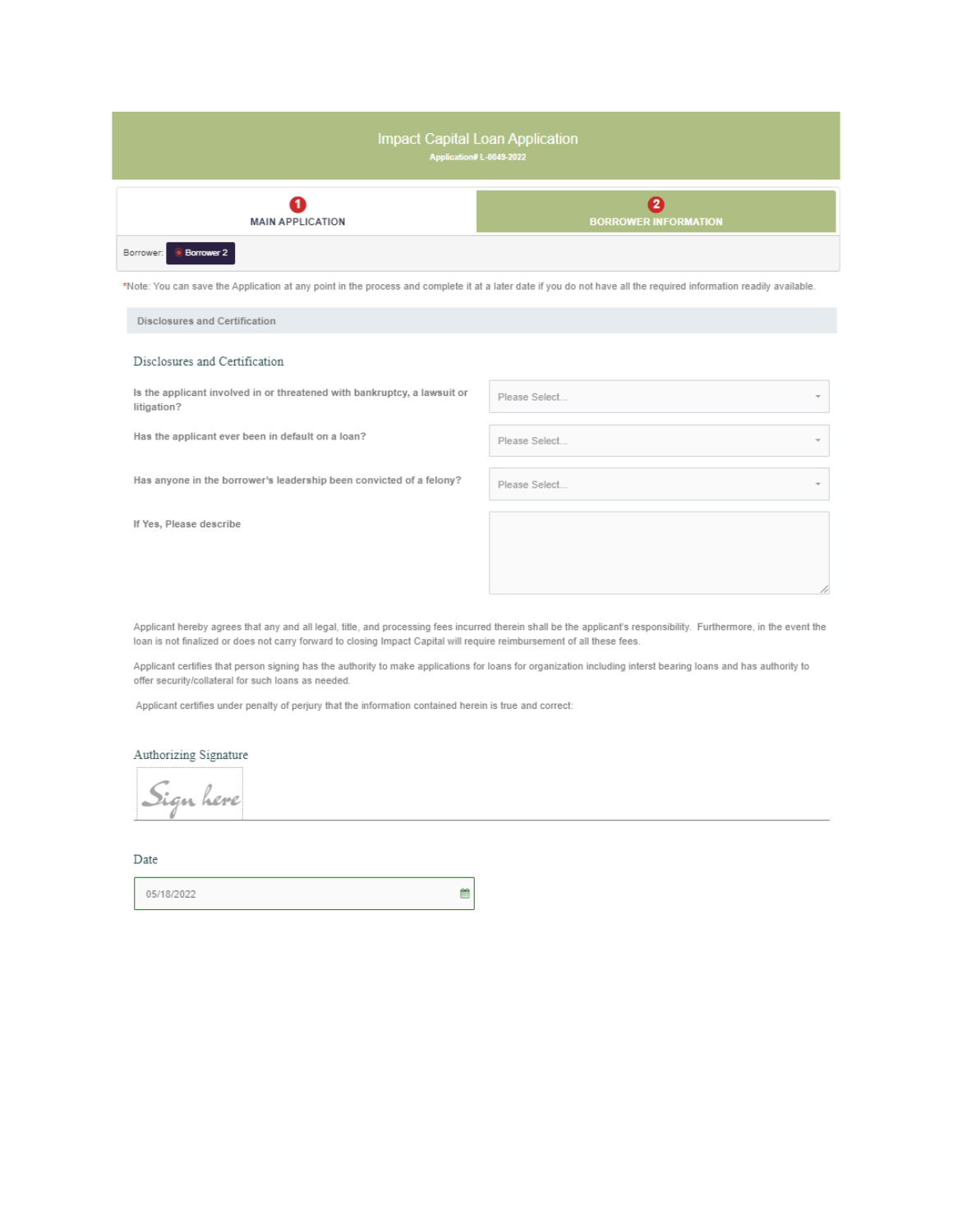# Impact Capital Loan Application

**Application# L-0049-2022**

1 MAIN APPLICATION

2 BORROWER INFORMATION

Borrower: Borrower 2

*Note: You can save the Application at any point in the process and complete it at a later date if you do not have all the required information readily available.

## Disclosures and Certification

### Disclosures and Certification

**Is the applicant involved in or threatened with bankruptcy, a lawsuit or litigation?** Please Select...

**Has the applicant ever been in default on a loan?** Please Select...

**Has anyone in the borrower's leadership been convicted of a felony?** Please Select...

**If Yes, Please describe**

Applicant hereby agrees that any and all legal, title, and processing fees incurred therein shall be the applicant's responsibility. Furthermore, in the event the loan is not finalized or does not carry forward to closing Impact Capital will require reimbursement of all these fees.

Applicant certifies that person signing has the authority to make applications for loans for organization including interst bearing loans and has authority to offer security/collateral for such loans as needed.

Applicant certifies under penalty of perjury that the information contained herein is true and correct:

### Authorizing Signature

Sign here

### Date

05/18/2022